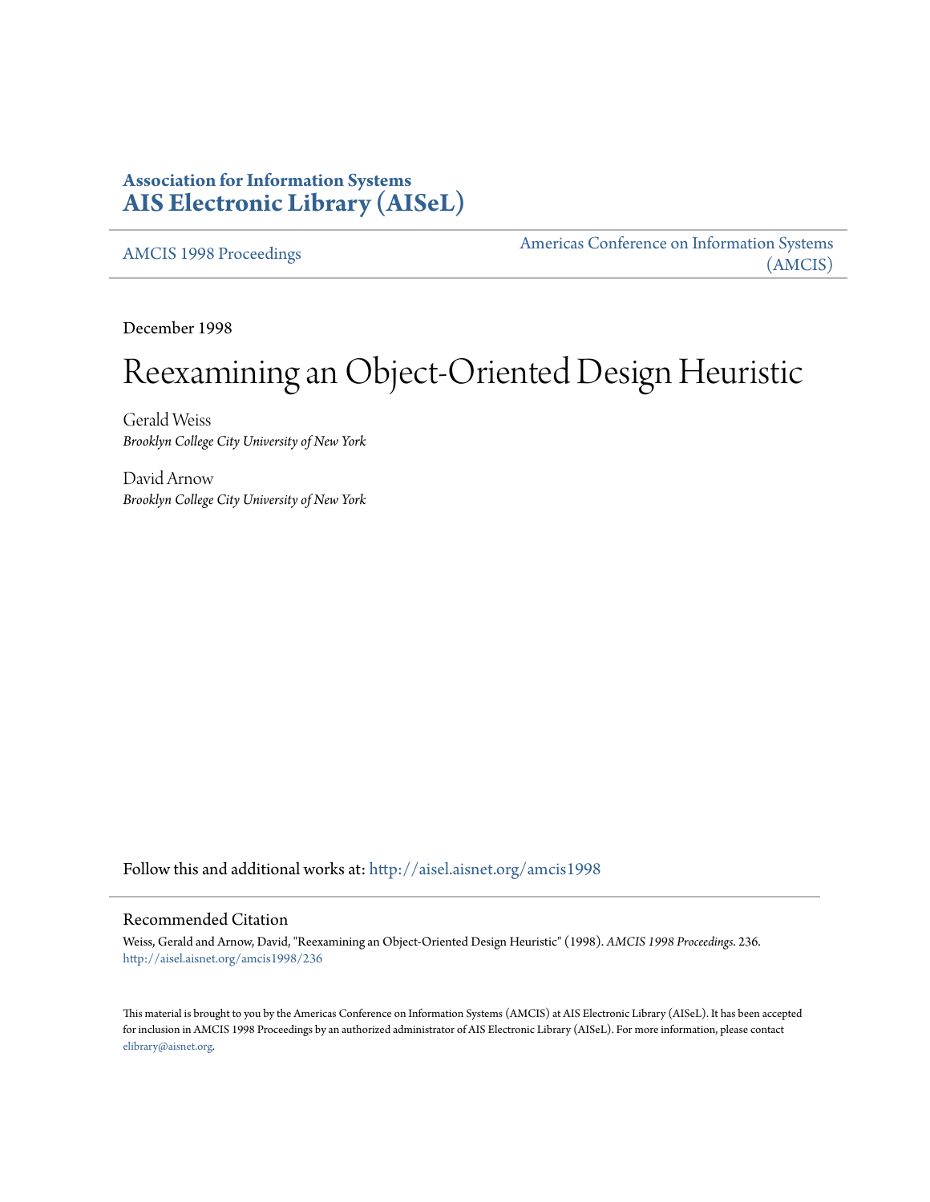**Association for Information Systems**
**AIS Electronic Library (AISeL)**

AMCIS 1998 Proceedings

Americas Conference on Information Systems (AMCIS)

December 1998

# Reexamining an Object-Oriented Design Heuristic

Gerald Weiss
*Brooklyn College City University of New York*

David Arnow
*Brooklyn College City University of New York*

Follow this and additional works at: http://aisel.aisnet.org/amcis1998

## Recommended Citation

Weiss, Gerald and Arnow, David, "Reexamining an Object-Oriented Design Heuristic" (1998). *AMCIS 1998 Proceedings*. 236.
http://aisel.aisnet.org/amcis1998/236

This material is brought to you by the Americas Conference on Information Systems (AMCIS) at AIS Electronic Library (AISeL). It has been accepted for inclusion in AMCIS 1998 Proceedings by an authorized administrator of AIS Electronic Library (AISeL). For more information, please contact elibrary@aisnet.org.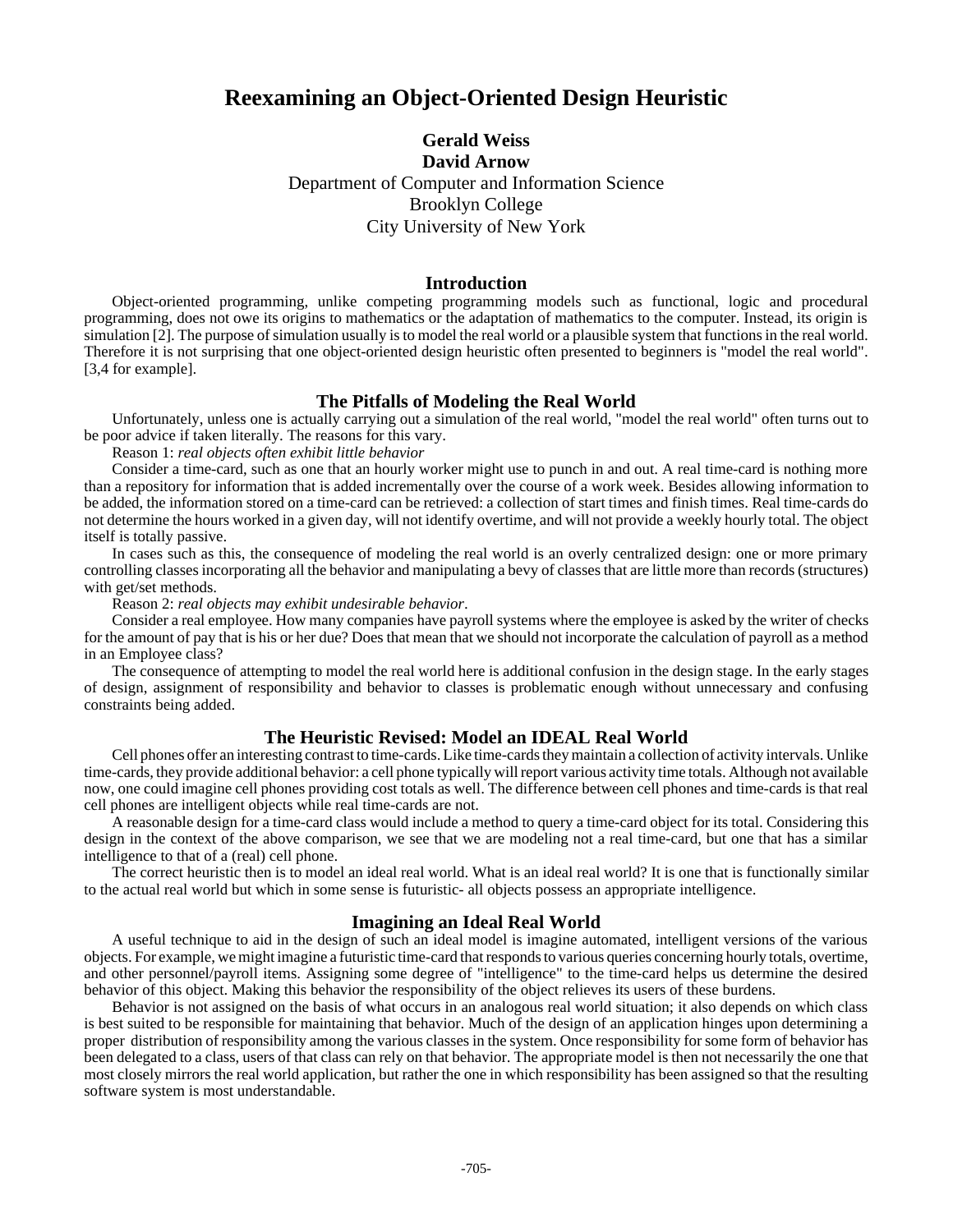# Reexamining an Object-Oriented Design Heuristic

**Gerald Weiss**
**David Arnow**
Department of Computer and Information Science
Brooklyn College
City University of New York

## Introduction

Object-oriented programming, unlike competing programming models such as functional, logic and procedural programming, does not owe its origins to mathematics or the adaptation of mathematics to the computer. Instead, its origin is simulation [2]. The purpose of simulation usually is to model the real world or a plausible system that functions in the real world. Therefore it is not surprising that one object-oriented design heuristic often presented to beginners is "model the real world". [3,4 for example].

## The Pitfalls of Modeling the Real World

Unfortunately, unless one is actually carrying out a simulation of the real world, "model the real world" often turns out to be poor advice if taken literally. The reasons for this vary.

Reason 1: *real objects often exhibit little behavior*

Consider a time-card, such as one that an hourly worker might use to punch in and out. A real time-card is nothing more than a repository for information that is added incrementally over the course of a work week. Besides allowing information to be added, the information stored on a time-card can be retrieved: a collection of start times and finish times. Real time-cards do not determine the hours worked in a given day, will not identify overtime, and will not provide a weekly hourly total. The object itself is totally passive.

In cases such as this, the consequence of modeling the real world is an overly centralized design: one or more primary controlling classes incorporating all the behavior and manipulating a bevy of classes that are little more than records (structures) with get/set methods.

Reason 2: *real objects may exhibit undesirable behavior*.

Consider a real employee. How many companies have payroll systems where the employee is asked by the writer of checks for the amount of pay that is his or her due? Does that mean that we should not incorporate the calculation of payroll as a method in an Employee class?

The consequence of attempting to model the real world here is additional confusion in the design stage. In the early stages of design, assignment of responsibility and behavior to classes is problematic enough without unnecessary and confusing constraints being added.

## The Heuristic Revised: Model an IDEAL Real World

Cell phones offer an interesting contrast to time-cards. Like time-cards they maintain a collection of activity intervals. Unlike time-cards, they provide additional behavior: a cell phone typically will report various activity time totals. Although not available now, one could imagine cell phones providing cost totals as well. The difference between cell phones and time-cards is that real cell phones are intelligent objects while real time-cards are not.

A reasonable design for a time-card class would include a method to query a time-card object for its total. Considering this design in the context of the above comparison, we see that we are modeling not a real time-card, but one that has a similar intelligence to that of a (real) cell phone.

The correct heuristic then is to model an ideal real world. What is an ideal real world? It is one that is functionally similar to the actual real world but which in some sense is futuristic- all objects possess an appropriate intelligence.

## Imagining an Ideal Real World

A useful technique to aid in the design of such an ideal model is imagine automated, intelligent versions of the various objects. For example, we might imagine a futuristic time-card that responds to various queries concerning hourly totals, overtime, and other personnel/payroll items. Assigning some degree of "intelligence" to the time-card helps us determine the desired behavior of this object. Making this behavior the responsibility of the object relieves its users of these burdens.

Behavior is not assigned on the basis of what occurs in an analogous real world situation; it also depends on which class is best suited to be responsible for maintaining that behavior. Much of the design of an application hinges upon determining a proper distribution of responsibility among the various classes in the system. Once responsibility for some form of behavior has been delegated to a class, users of that class can rely on that behavior. The appropriate model is then not necessarily the one that most closely mirrors the real world application, but rather the one in which responsibility has been assigned so that the resulting software system is most understandable.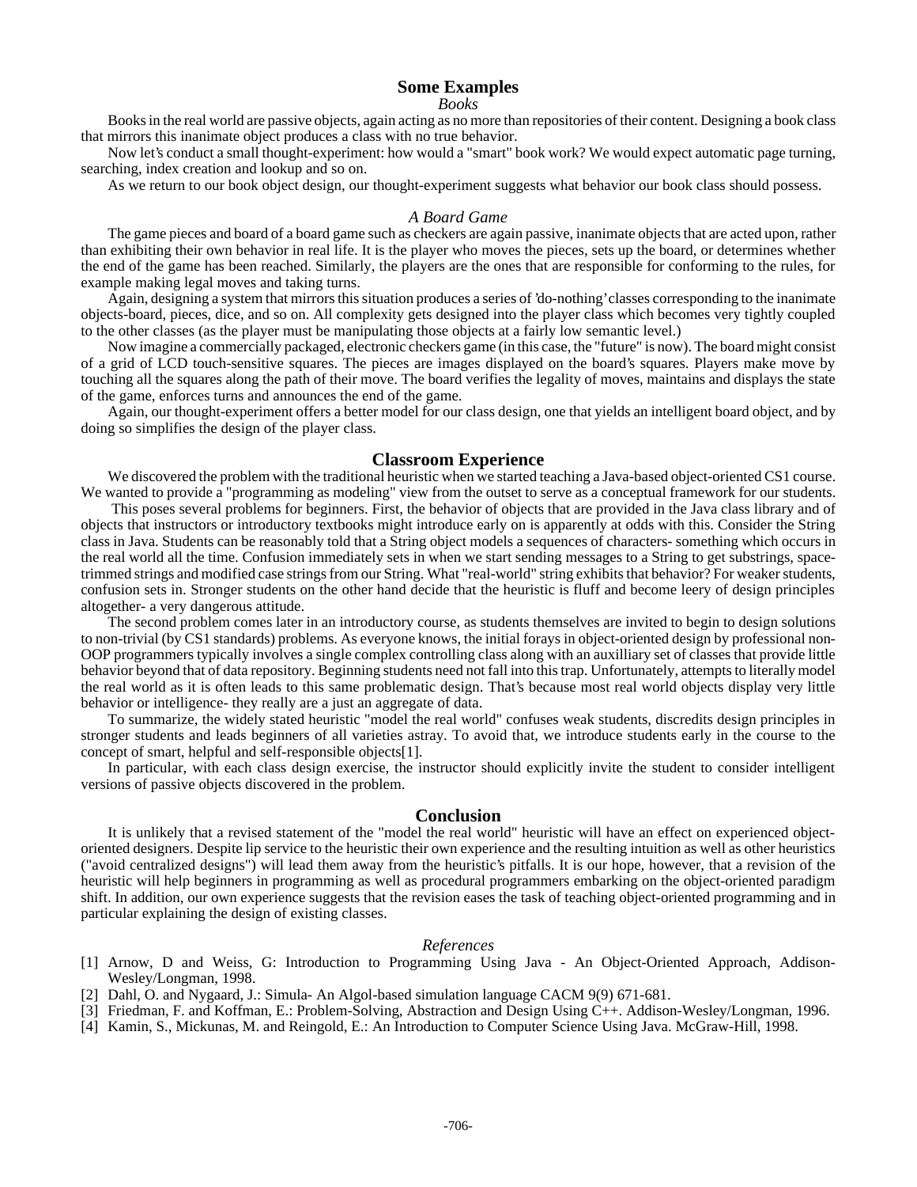## Some Examples

### *Books*

Books in the real world are passive objects, again acting as no more than repositories of their content. Designing a book class that mirrors this inanimate object produces a class with no true behavior.

Now let's conduct a small thought-experiment: how would a "smart" book work? We would expect automatic page turning, searching, index creation and lookup and so on.

As we return to our book object design, our thought-experiment suggests what behavior our book class should possess.

### *A Board Game*

The game pieces and board of a board game such as checkers are again passive, inanimate objects that are acted upon, rather than exhibiting their own behavior in real life. It is the player who moves the pieces, sets up the board, or determines whether the end of the game has been reached. Similarly, the players are the ones that are responsible for conforming to the rules, for example making legal moves and taking turns.

Again, designing a system that mirrors this situation produces a series of 'do-nothing' classes corresponding to the inanimate objects-board, pieces, dice, and so on. All complexity gets designed into the player class which becomes very tightly coupled to the other classes (as the player must be manipulating those objects at a fairly low semantic level.)

Now imagine a commercially packaged, electronic checkers game (in this case, the "future" is now). The board might consist of a grid of LCD touch-sensitive squares. The pieces are images displayed on the board's squares. Players make move by touching all the squares along the path of their move. The board verifies the legality of moves, maintains and displays the state of the game, enforces turns and announces the end of the game.

Again, our thought-experiment offers a better model for our class design, one that yields an intelligent board object, and by doing so simplifies the design of the player class.

## Classroom Experience

We discovered the problem with the traditional heuristic when we started teaching a Java-based object-oriented CS1 course. We wanted to provide a "programming as modeling" view from the outset to serve as a conceptual framework for our students.

This poses several problems for beginners. First, the behavior of objects that are provided in the Java class library and of objects that instructors or introductory textbooks might introduce early on is apparently at odds with this. Consider the String class in Java. Students can be reasonably told that a String object models a sequences of characters- something which occurs in the real world all the time. Confusion immediately sets in when we start sending messages to a String to get substrings, space-trimmed strings and modified case strings from our String. What "real-world" string exhibits that behavior? For weaker students, confusion sets in. Stronger students on the other hand decide that the heuristic is fluff and become leery of design principles altogether- a very dangerous attitude.

The second problem comes later in an introductory course, as students themselves are invited to begin to design solutions to non-trivial (by CS1 standards) problems. As everyone knows, the initial forays in object-oriented design by professional non-OOP programmers typically involves a single complex controlling class along with an auxilliary set of classes that provide little behavior beyond that of data repository. Beginning students need not fall into this trap. Unfortunately, attempts to literally model the real world as it is often leads to this same problematic design. That's because most real world objects display very little behavior or intelligence- they really are a just an aggregate of data.

To summarize, the widely stated heuristic "model the real world" confuses weak students, discredits design principles in stronger students and leads beginners of all varieties astray. To avoid that, we introduce students early in the course to the concept of smart, helpful and self-responsible objects[1].

In particular, with each class design exercise, the instructor should explicitly invite the student to consider intelligent versions of passive objects discovered in the problem.

## Conclusion

It is unlikely that a revised statement of the "model the real world" heuristic will have an effect on experienced object-oriented designers. Despite lip service to the heuristic their own experience and the resulting intuition as well as other heuristics ("avoid centralized designs") will lead them away from the heuristic's pitfalls. It is our hope, however, that a revision of the heuristic will help beginners in programming as well as procedural programmers embarking on the object-oriented paradigm shift. In addition, our own experience suggests that the revision eases the task of teaching object-oriented programming and in particular explaining the design of existing classes.

### *References*

[1] Arnow, D and Weiss, G: Introduction to Programming Using Java - An Object-Oriented Approach, Addison-Wesley/Longman, 1998.

[2] Dahl, O. and Nygaard, J.: Simula- An Algol-based simulation language CACM 9(9) 671-681.

[3] Friedman, F. and Koffman, E.: Problem-Solving, Abstraction and Design Using C++. Addison-Wesley/Longman, 1996.

[4] Kamin, S., Mickunas, M. and Reingold, E.: An Introduction to Computer Science Using Java. McGraw-Hill, 1998.